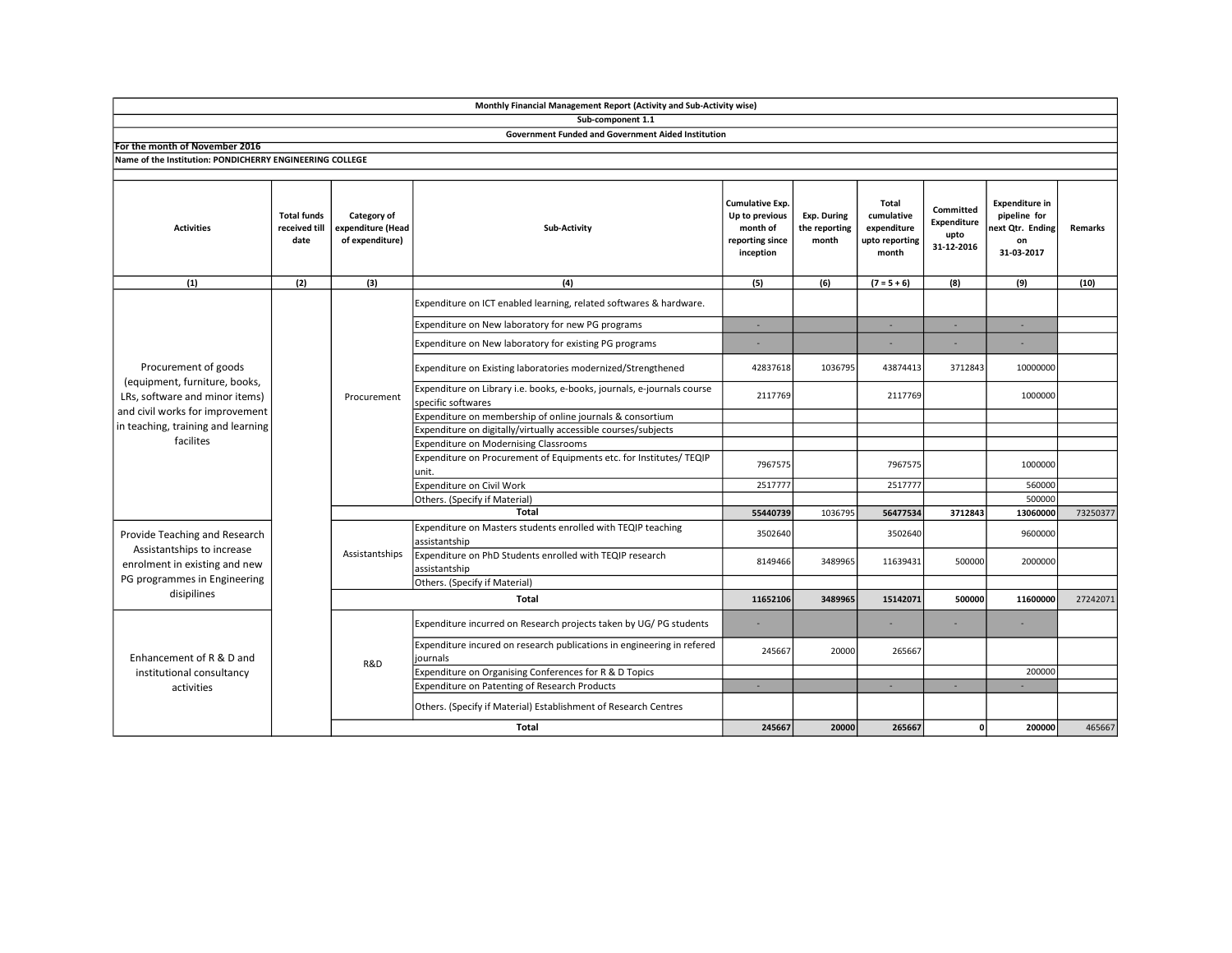**Monthly Financial Management Report (Activity and Sub-Activity wise)**

**Sub-component 1.1**

**Government Funded and Government Aided Institution**

**For the month of November 2016**

**Name of the Institution: PONDICHERRY ENGINEERING COLLEGE**

| Activities | Total funds received till date | Category of expenditure (Head of expenditure) | Sub-Activity | Cumulative Exp. Up to previous month of reporting since inception | Exp. During the reporting month | Total cumulative expenditure upto reporting month | Committed Expenditure upto 31-12-2016 | Expenditure in pipeline for next Qtr. Ending on 31-03-2017 | Remarks |
|---|---|---|---|---|---|---|---|---|---|
| (1) | (2) | (3) | (4) | (5) | (6) | (7 = 5 + 6) | (8) | (9) | (10) |
| Procurement of goods (equipment, furniture, books, LRs, software and minor items) and civil works for improvement in teaching, training and learning facilites | | Procurement | Expenditure on ICT enabled learning, related softwares & hardware. | | | | | | |
| | | | Expenditure on New laboratory for new PG programs | - | | - | - | - | |
| | | | Expenditure on New laboratory for existing PG programs | - | | - | - | - | |
| | | | Expenditure on Existing laboratories modernized/Strengthened | 42837618 | 1036795 | 43874413 | 3712843 | 10000000 | |
| | | | Expenditure on Library i.e. books, e-books, journals, e-journals course specific softwares | 2117769 | | 2117769 | | 1000000 | |
| | | | Expenditure on membership of online journals & consortium | | | | | | |
| | | | Expenditure on digitally/virtually accessible courses/subjects | | | | | | |
| | | | Expenditure on Modernising Classrooms | | | | | | |
| | | | Expenditure on Procurement of Equipments etc. for Institutes/ TEQIP unit. | 7967575 | | 7967575 | | 1000000 | |
| | | | Expenditure on Civil Work | 2517777 | | 2517777 | | 560000 | |
| | | | Others. (Specify if Material) | | | | | 500000 | |
| | | | **Total** | **55440739** | 1036795 | **56477534** | **3712843** | **13060000** | 73250377 |
| Provide Teaching and Research Assistantships to increase enrolment in existing and new PG programmes in Engineering disipilines | | Assistantships | Expenditure on Masters students enrolled with TEQIP teaching assistantship | 3502640 | | 3502640 | | 9600000 | |
| | | | Expenditure on PhD Students enrolled with TEQIP research assistantship | 8149466 | 3489965 | 11639431 | 500000 | 2000000 | |
| | | | Others. (Specify if Material) | | | | | | |
| | | | **Total** | **11652106** | **3489965** | **15142071** | **500000** | **11600000** | 27242071 |
| Enhancement of R & D and institutional consultancy activities | | R&D | Expenditure incurred on Research projects taken by UG/ PG students | - | | - | - | - | |
| | | | Expenditure incured on research publications in engineering in refered journals | 245667 | 20000 | 265667 | | | |
| | | | Expenditure on Organising Conferences for R & D Topics | | | | | 200000 | |
| | | | Expenditure on Patenting of Research Products | - | | - | - | - | |
| | | | Others. (Specify if Material) Establishment of Research Centres | | | | | | |
| | | | **Total** | **245667** | **20000** | **265667** | **0** | **200000** | 465667 |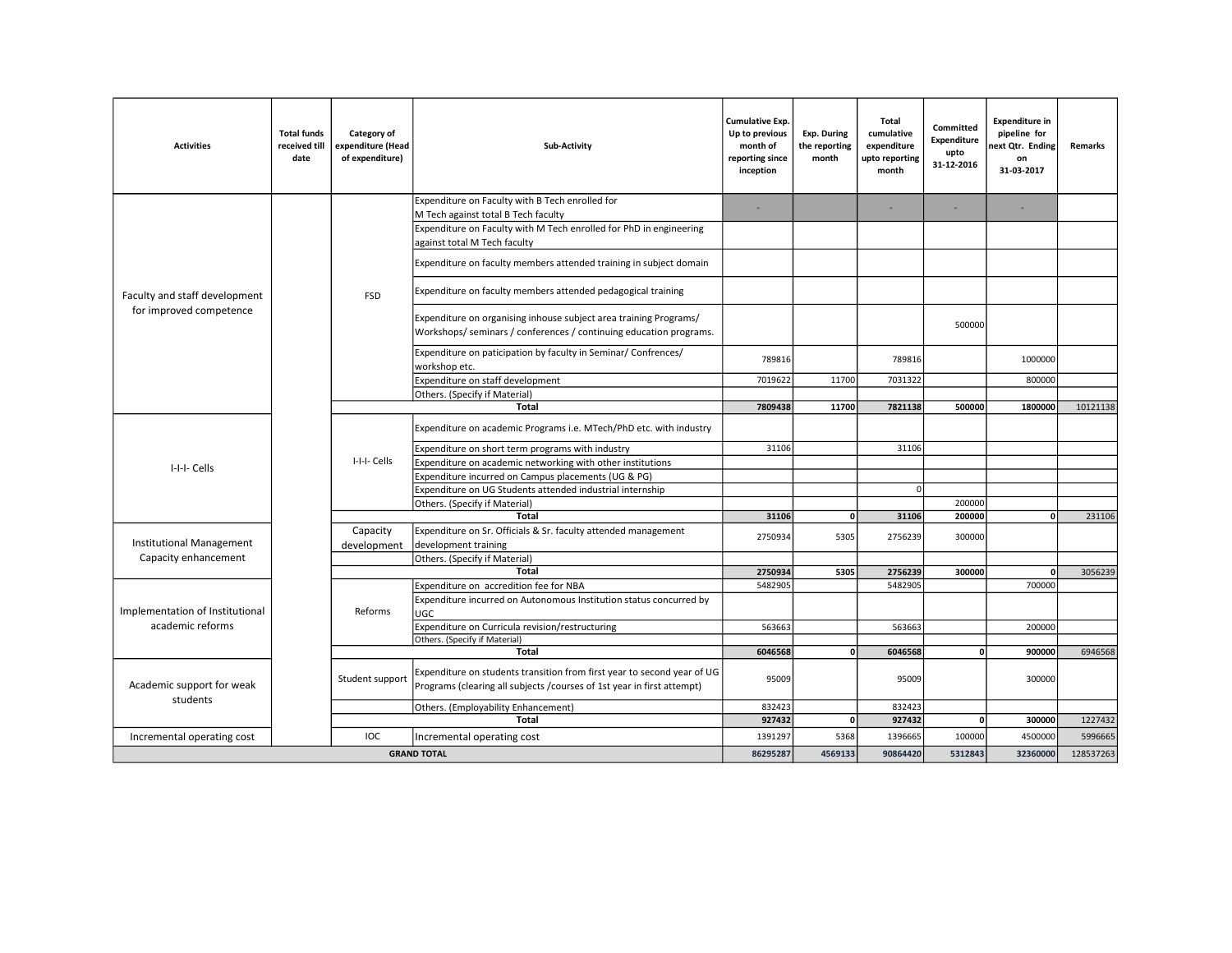| Activities | Total funds received till date | Category of expenditure (Head of expenditure) | Sub-Activity | Cumulative Exp. Up to previous month of reporting since inception | Exp. During the reporting month | Total cumulative expenditure upto reporting month | Committed Expenditure upto 31-12-2016 | Expenditure in pipeline for next Qtr. Ending on 31-03-2017 | Remarks |
|---|---|---|---|---|---|---|---|---|---|
| Faculty and staff development for improved competence | | FSD | Expenditure on Faculty with B Tech enrolled for M Tech against total B Tech faculty | - | | - | - | - | |
| | | | Expenditure on Faculty with M Tech enrolled for PhD in engineering against total M Tech faculty | | | | | | |
| | | | Expenditure on faculty members attended training in subject domain | | | | | | |
| | | | Expenditure on faculty members attended pedagogical training | | | | | | |
| | | | Expenditure on organising inhouse subject area training Programs/ Workshops/ seminars / conferences / continuing education programs. | | | | 500000 | | |
| | | | Expenditure on paticipation by faculty in Seminar/ Confrences/ workshop etc. | 789816 | | 789816 | | 1000000 | |
| | | | Expenditure on staff development | 7019622 | 11700 | 7031322 | | 800000 | |
| | | | Others. (Specify if Material) | | | | | | |
| | | | **Total** | **7809438** | **11700** | **7821138** | **500000** | **1800000** | 10121138 |
| I-I-I- Cells | | I-I-I- Cells | Expenditure on academic Programs i.e. MTech/PhD etc. with industry | | | | | | |
| | | | Expenditure on short term programs with industry | 31106 | | 31106 | | | |
| | | | Expenditure on academic networking with other institutions | | | | | | |
| | | | Expenditure incurred on Campus placements (UG & PG) | | | | | | |
| | | | Expenditure on UG Students attended industrial internship | | | 0 | | | |
| | | | Others. (Specify if Material) | | | | 200000 | | |
| | | | **Total** | **31106** | **0** | **31106** | **200000** | **0** | 231106 |
| Institutional Management Capacity enhancement | | Capacity development | Expenditure on Sr. Officials & Sr. faculty attended management development training | 2750934 | 5305 | 2756239 | 300000 | | |
| | | | Others. (Specify if Material) | | | | | | |
| | | | **Total** | **2750934** | **5305** | **2756239** | **300000** | **0** | 3056239 |
| Implementation of Institutional academic reforms | | Reforms | Expenditure on accredition fee for NBA | 5482905 | | 5482905 | | 700000 | |
| | | | Expenditure incurred on Autonomous Institution status concurred by UGC | | | | | | |
| | | | Expenditure on Curricula revision/restructuring | 563663 | | 563663 | | 200000 | |
| | | | Others. (Specify if Material) | | | | | | |
| | | | **Total** | **6046568** | **0** | **6046568** | **0** | **900000** | 6946568 |
| Academic support for weak students | | Student support | Expenditure on students transition from first year to second year of UG Programs (clearing all subjects /courses of 1st year in first attempt) | 95009 | | 95009 | | 300000 | |
| | | | Others. (Employability Enhancement) | 832423 | | 832423 | | | |
| | | | **Total** | **927432** | **0** | **927432** | **0** | **300000** | 1227432 |
| Incremental operating cost | | IOC | Incremental operating cost | 1391297 | 5368 | 1396665 | 100000 | 4500000 | 5996665 |
| **GRAND TOTAL** | | | | **86295287** | **4569133** | **90864420** | **5312843** | **32360000** | 128537263 |